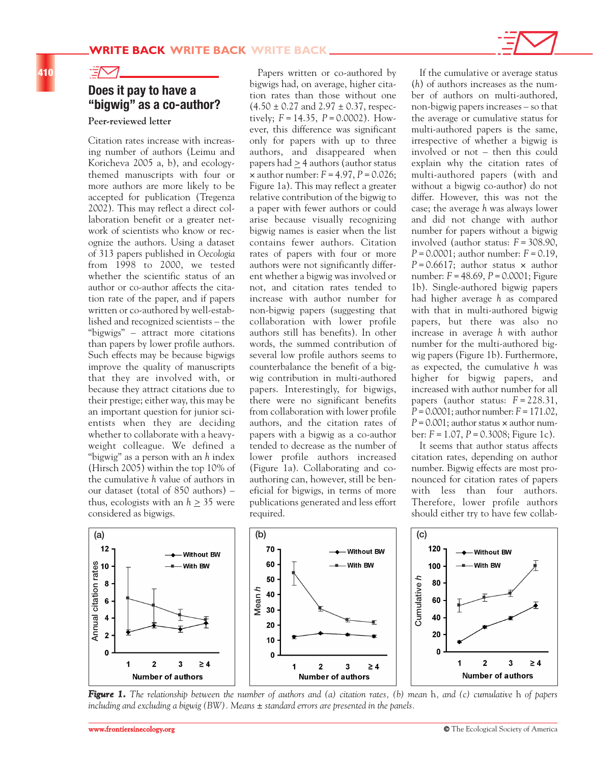## Does it pay to have a "bigwig" as a co-author?

**Peer-reviewed letter**

Citation rates increase with increasing number of authors (Leimu and Koricheva 2005 a, b), and ecology-themed manuscripts with four or more authors are more likely to be accepted for publication (Tregenza 2002). This may reflect a direct collaboration benefit or a greater network of scientists who know or recognize the authors. Using a dataset of 313 papers published in *Oecologia* from 1998 to 2000, we tested whether the scientific status of an author or co-author affects the citation rate of the paper, and if papers written or co-authored by well-established and recognized scientists – the "bigwigs" – attract more citations than papers by lower profile authors. Such effects may be because bigwigs improve the quality of manuscripts that they are involved with, or because they attract citations due to their prestige; either way, this may be an important question for junior scientists when they are deciding whether to collaborate with a heavyweight colleague. We defined a "bigwig" as a person with an *h* index (Hirsch 2005) within the top 10% of the cumulative *h* value of authors in our dataset (total of 850 authors) – thus, ecologists with an $h \geq 35$ were considered as bigwigs.

Papers written or co-authored by bigwigs had, on average, higher citation rates than those without one ($4.50 \pm 0.27$ and $2.97 \pm 0.37$, respectively; $F = 14.35$, $P = 0.0002$). However, this difference was significant only for papers with up to three authors, and disappeared when papers had $\geq 4$ authors (author status × author number: $F = 4.97$, $P = 0.026$; Figure 1a). This may reflect a greater relative contribution of the bigwig to a paper with fewer authors or could arise because visually recognizing bigwig names is easier when the list contains fewer authors. Citation rates of papers with four or more authors were not significantly different whether a bigwig was involved or not, and citation rates tended to increase with author number for non-bigwig papers (suggesting that collaboration with lower profile authors still has benefits). In other words, the summed contribution of several low profile authors seems to counterbalance the benefit of a bigwig contribution in multi-authored papers. Interestingly, for bigwigs, there were no significant benefits from collaboration with lower profile authors, and the citation rates of papers with a bigwig as a co-author tended to decrease as the number of lower profile authors increased (Figure 1a). Collaborating and co-authoring can, however, still be beneficial for bigwigs, in terms of more publications generated and less effort required.

If the cumulative or average status (*h*) of authors increases as the number of authors on multi-authored, non-bigwig papers increases – so that the average or cumulative status for multi-authored papers is the same, irrespective of whether a bigwig is involved or not – then this could explain why the citation rates of multi-authored papers (with and without a bigwig co-author) do not differ. However, this was not the case; the average *h* was always lower and did not change with author number for papers without a bigwig involved (author status: $F = 308.90$, $P = 0.0001$; author number: $F = 0.19$, $P = 0.6617$; author status × author number: $F = 48.69$, $P = 0.0001$; Figure 1b). Single-authored bigwig papers had higher average *h* as compared with that in multi-authored bigwig papers, but there was also no increase in average *h* with author number for the multi-authored bigwig papers (Figure 1b). Furthermore, as expected, the cumulative *h* was higher for bigwig papers, and increased with author number for all papers (author status: $F = 228.31$, $P = 0.0001$; author number: $F = 171.02$, $P = 0.001$; author status × author number: $F = 1.07$, $P = 0.3008$; Figure 1c).

It seems that author status affects citation rates, depending on author number. Bigwig effects are most pronounced for citation rates of papers with less than four authors. Therefore, lower profile authors should either try to have few collab-

**Figure 1.** *The relationship between the number of authors and (a) citation rates, (b) mean* h*, and (c) cumulative* h *of papers including and excluding a bigwig (BW). Means ± standard errors are presented in the panels.*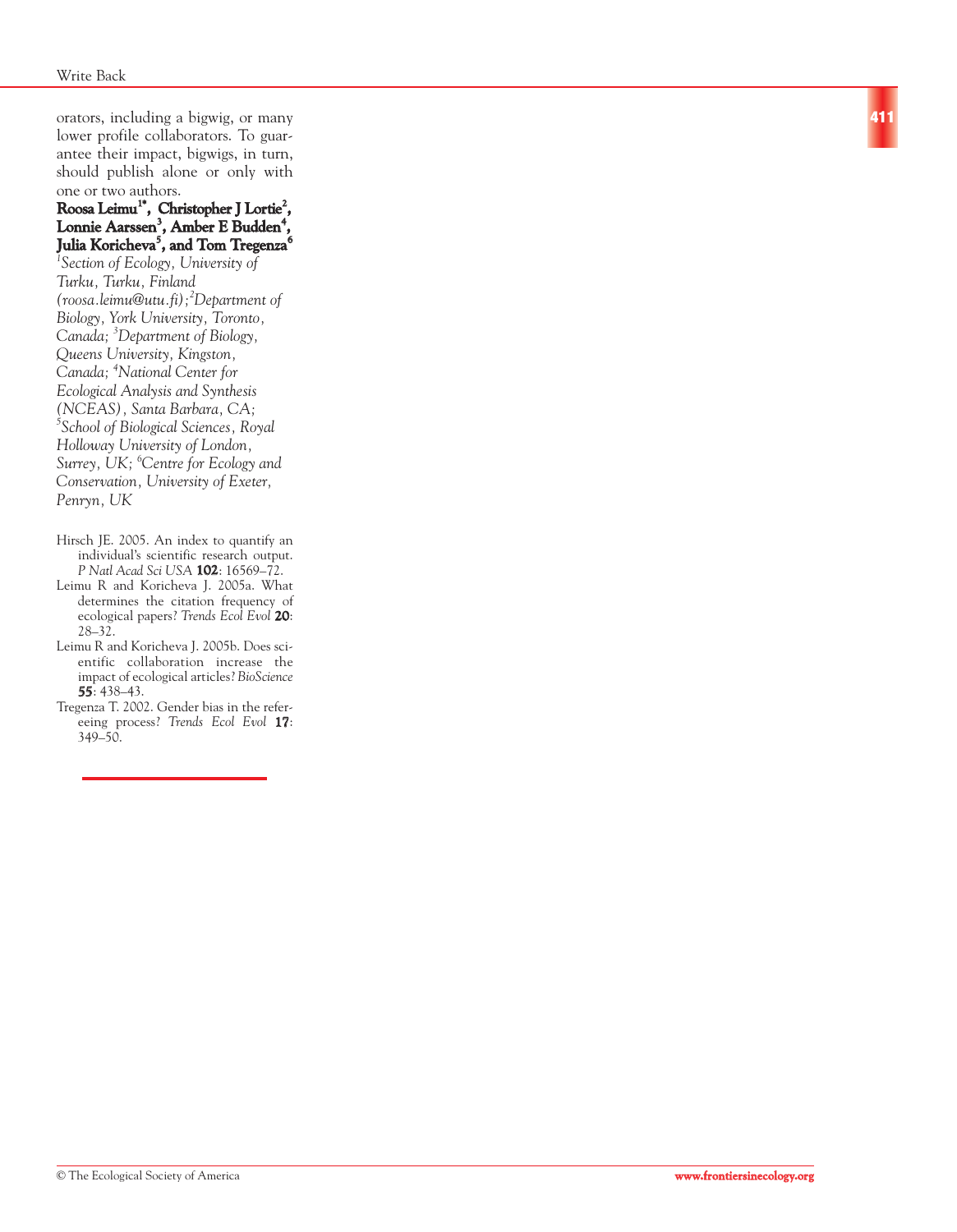orators, including a bigwig, or many lower profile collaborators. To guarantee their impact, bigwigs, in turn, should publish alone or only with one or two authors.

**Roosa Leimu[1*], Christopher J Lortie[2], Lonnie Aarssen[3], Amber E Budden[4], Julia Koricheva[5], and Tom Tregenza[6]**

*[1]Section of Ecology, University of Turku, Turku, Finland (roosa.leimu@utu.fi); [2]Department of Biology, York University, Toronto, Canada; [3]Department of Biology, Queens University, Kingston, Canada; [4]National Center for Ecological Analysis and Synthesis (NCEAS), Santa Barbara, CA; [5]School of Biological Sciences, Royal Holloway University of London, Surrey, UK; [6]Centre for Ecology and Conservation, University of Exeter, Penryn, UK*

Hirsch JE. 2005. An index to quantify an individual's scientific research output. *P Natl Acad Sci USA* **102**: 16569–72.

Leimu R and Koricheva J. 2005a. What determines the citation frequency of ecological papers? *Trends Ecol Evol* **20**: 28–32.

Leimu R and Koricheva J. 2005b. Does scientific collaboration increase the impact of ecological articles? *BioScience* **55**: 438–43.

Tregenza T. 2002. Gender bias in the refereeing process? *Trends Ecol Evol* **17**: 349–50.